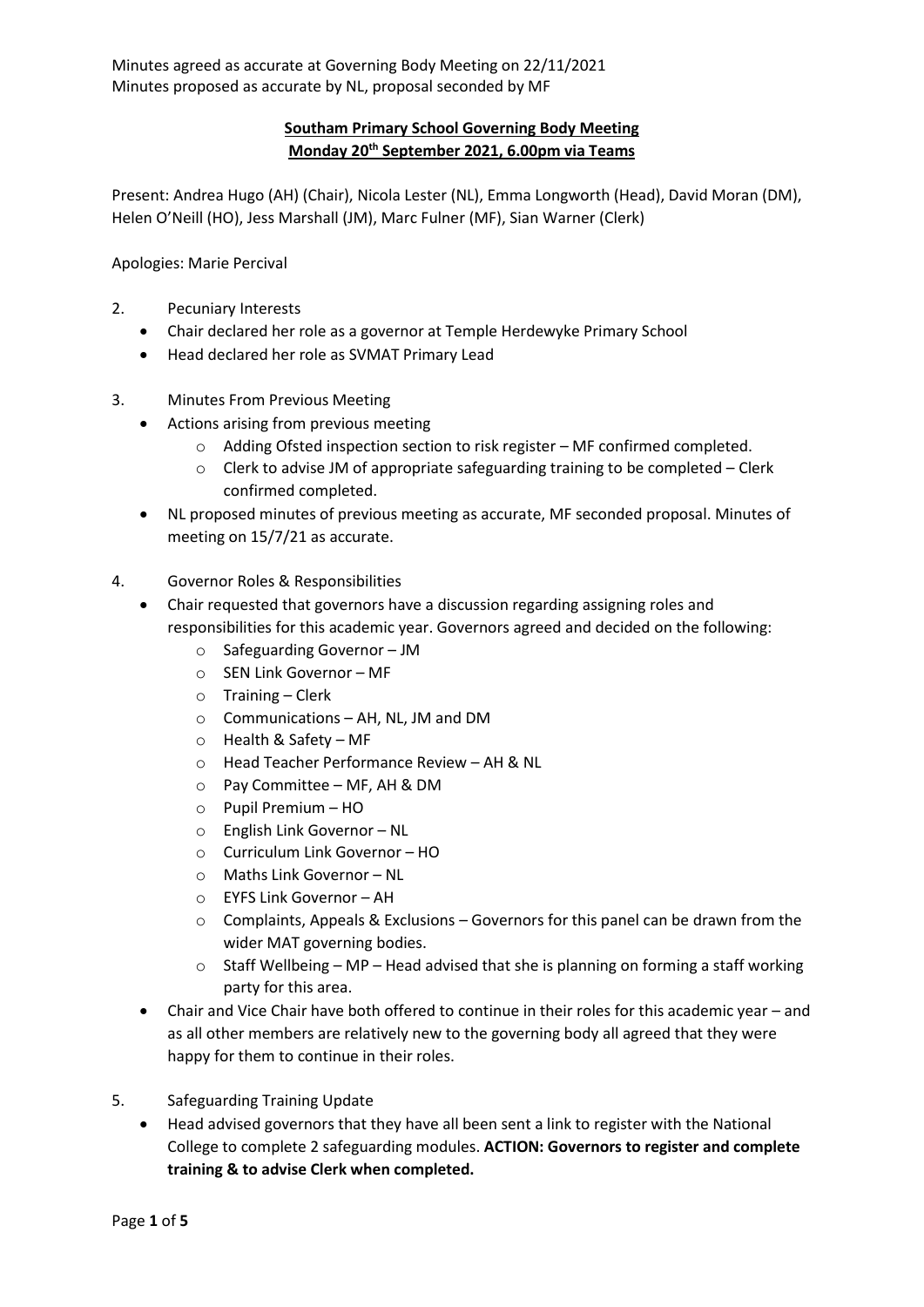Minutes agreed as accurate at Governing Body Meeting on 22/11/2021
Minutes proposed as accurate by NL, proposal seconded by MF

**Southam Primary School Governing Body Meeting**
**Monday 20th September 2021, 6.00pm via Teams**

Present: Andrea Hugo (AH) (Chair), Nicola Lester (NL), Emma Longworth (Head), David Moran (DM), Helen O'Neill (HO), Jess Marshall (JM), Marc Fulner (MF), Sian Warner (Clerk)

Apologies: Marie Percival

2. Pecuniary Interests
   - Chair declared her role as a governor at Temple Herdewyke Primary School
   - Head declared her role as SVMAT Primary Lead

3. Minutes From Previous Meeting
   - Actions arising from previous meeting
     - Adding Ofsted inspection section to risk register – MF confirmed completed.
     - Clerk to advise JM of appropriate safeguarding training to be completed – Clerk confirmed completed.
   - NL proposed minutes of previous meeting as accurate, MF seconded proposal. Minutes of meeting on 15/7/21 as accurate.

4. Governor Roles & Responsibilities
   - Chair requested that governors have a discussion regarding assigning roles and responsibilities for this academic year. Governors agreed and decided on the following:
     - Safeguarding Governor – JM
     - SEN Link Governor – MF
     - Training – Clerk
     - Communications – AH, NL, JM and DM
     - Health & Safety – MF
     - Head Teacher Performance Review – AH & NL
     - Pay Committee – MF, AH & DM
     - Pupil Premium – HO
     - English Link Governor – NL
     - Curriculum Link Governor – HO
     - Maths Link Governor – NL
     - EYFS Link Governor – AH
     - Complaints, Appeals & Exclusions – Governors for this panel can be drawn from the wider MAT governing bodies.
     - Staff Wellbeing – MP – Head advised that she is planning on forming a staff working party for this area.
   - Chair and Vice Chair have both offered to continue in their roles for this academic year – and as all other members are relatively new to the governing body all agreed that they were happy for them to continue in their roles.

5. Safeguarding Training Update
   - Head advised governors that they have all been sent a link to register with the National College to complete 2 safeguarding modules. **ACTION: Governors to register and complete training & to advise Clerk when completed.**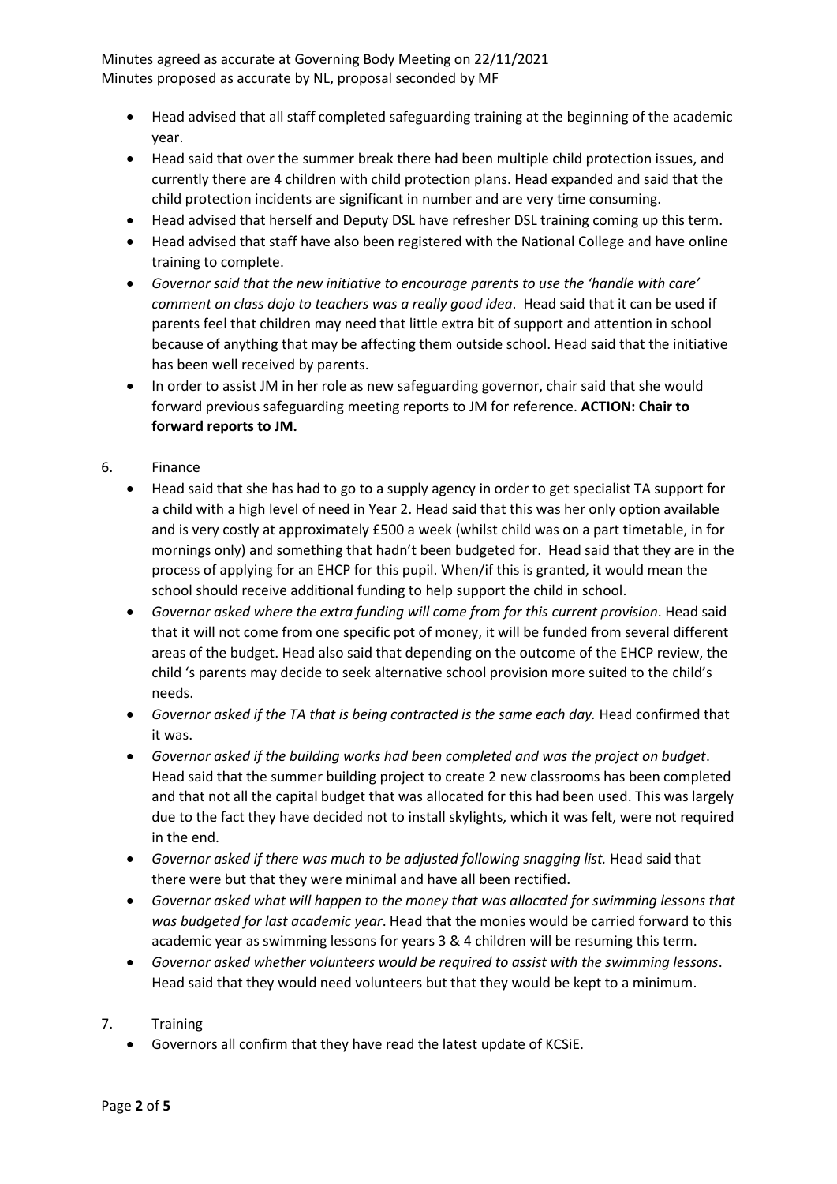Minutes agreed as accurate at Governing Body Meeting on 22/11/2021
Minutes proposed as accurate by NL, proposal seconded by MF

- Head advised that all staff completed safeguarding training at the beginning of the academic year.
- Head said that over the summer break there had been multiple child protection issues, and currently there are 4 children with child protection plans. Head expanded and said that the child protection incidents are significant in number and are very time consuming.
- Head advised that herself and Deputy DSL have refresher DSL training coming up this term.
- Head advised that staff have also been registered with the National College and have online training to complete.
- *Governor said that the new initiative to encourage parents to use the 'handle with care' comment on class dojo to teachers was a really good idea*. Head said that it can be used if parents feel that children may need that little extra bit of support and attention in school because of anything that may be affecting them outside school. Head said that the initiative has been well received by parents.
- In order to assist JM in her role as new safeguarding governor, chair said that she would forward previous safeguarding meeting reports to JM for reference. **ACTION: Chair to forward reports to JM.**

6. Finance

- Head said that she has had to go to a supply agency in order to get specialist TA support for a child with a high level of need in Year 2. Head said that this was her only option available and is very costly at approximately £500 a week (whilst child was on a part timetable, in for mornings only) and something that hadn't been budgeted for. Head said that they are in the process of applying for an EHCP for this pupil. When/if this is granted, it would mean the school should receive additional funding to help support the child in school.
- *Governor asked where the extra funding will come from for this current provision*. Head said that it will not come from one specific pot of money, it will be funded from several different areas of the budget. Head also said that depending on the outcome of the EHCP review, the child 's parents may decide to seek alternative school provision more suited to the child's needs.
- *Governor asked if the TA that is being contracted is the same each day.* Head confirmed that it was.
- *Governor asked if the building works had been completed and was the project on budget*. Head said that the summer building project to create 2 new classrooms has been completed and that not all the capital budget that was allocated for this had been used. This was largely due to the fact they have decided not to install skylights, which it was felt, were not required in the end.
- *Governor asked if there was much to be adjusted following snagging list.* Head said that there were but that they were minimal and have all been rectified.
- *Governor asked what will happen to the money that was allocated for swimming lessons that was budgeted for last academic year*. Head that the monies would be carried forward to this academic year as swimming lessons for years 3 & 4 children will be resuming this term.
- *Governor asked whether volunteers would be required to assist with the swimming lessons*. Head said that they would need volunteers but that they would be kept to a minimum.

7. Training

- Governors all confirm that they have read the latest update of KCSiE.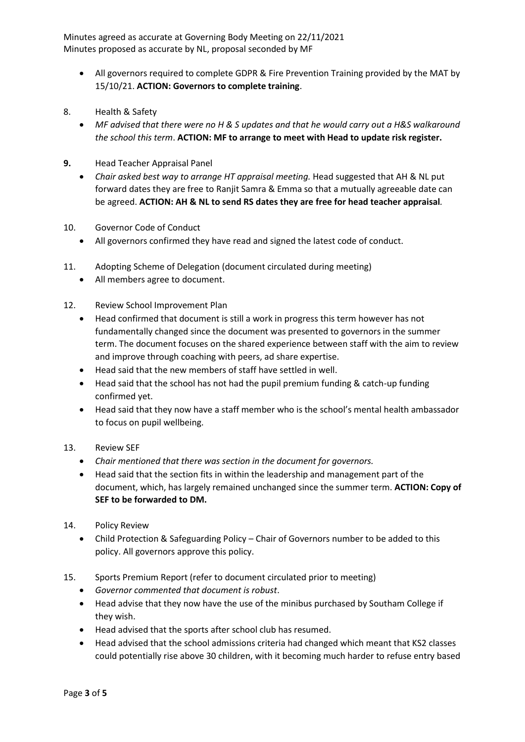Minutes agreed as accurate at Governing Body Meeting on 22/11/2021
Minutes proposed as accurate by NL, proposal seconded by MF

- All governors required to complete GDPR & Fire Prevention Training provided by the MAT by 15/10/21. **ACTION: Governors to complete training**.

8. Health & Safety
   - *MF advised that there were no H & S updates and that he would carry out a H&S walkaround the school this term*. **ACTION: MF to arrange to meet with Head to update risk register.**

**9.** Head Teacher Appraisal Panel
   - *Chair asked best way to arrange HT appraisal meeting.* Head suggested that AH & NL put forward dates they are free to Ranjit Samra & Emma so that a mutually agreeable date can be agreed. **ACTION: AH & NL to send RS dates they are free for head teacher appraisal***.*

10. Governor Code of Conduct
   - All governors confirmed they have read and signed the latest code of conduct.

11. Adopting Scheme of Delegation (document circulated during meeting)
   - All members agree to document.

12. Review School Improvement Plan
   - Head confirmed that document is still a work in progress this term however has not fundamentally changed since the document was presented to governors in the summer term. The document focuses on the shared experience between staff with the aim to review and improve through coaching with peers, ad share expertise.
   - Head said that the new members of staff have settled in well.
   - Head said that the school has not had the pupil premium funding & catch-up funding confirmed yet.
   - Head said that they now have a staff member who is the school's mental health ambassador to focus on pupil wellbeing.

13. Review SEF
   - *Chair mentioned that there was section in the document for governors.*
   - Head said that the section fits in within the leadership and management part of the document, which, has largely remained unchanged since the summer term. **ACTION: Copy of SEF to be forwarded to DM.**

14. Policy Review
   - Child Protection & Safeguarding Policy – Chair of Governors number to be added to this policy. All governors approve this policy.

15. Sports Premium Report (refer to document circulated prior to meeting)
   - *Governor commented that document is robust*.
   - Head advise that they now have the use of the minibus purchased by Southam College if they wish.
   - Head advised that the sports after school club has resumed.
   - Head advised that the school admissions criteria had changed which meant that KS2 classes could potentially rise above 30 children, with it becoming much harder to refuse entry based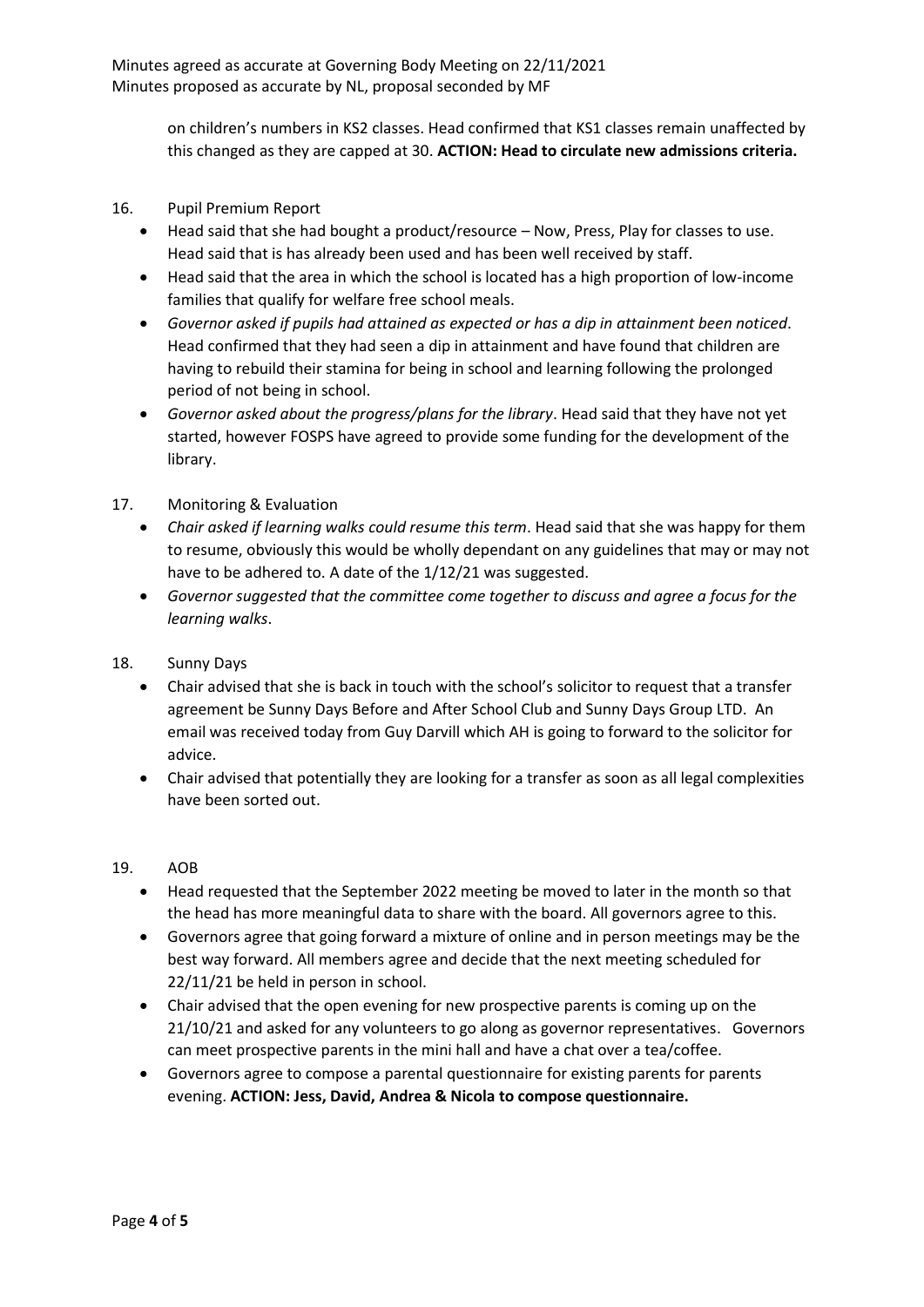on children's numbers in KS2 classes. Head confirmed that KS1 classes remain unaffected by this changed as they are capped at 30. **ACTION: Head to circulate new admissions criteria.**

16. Pupil Premium Report
    - Head said that she had bought a product/resource – Now, Press, Play for classes to use. Head said that is has already been used and has been well received by staff.
    - Head said that the area in which the school is located has a high proportion of low-income families that qualify for welfare free school meals.
    - *Governor asked if pupils had attained as expected or has a dip in attainment been noticed*. Head confirmed that they had seen a dip in attainment and have found that children are having to rebuild their stamina for being in school and learning following the prolonged period of not being in school.
    - *Governor asked about the progress/plans for the library*. Head said that they have not yet started, however FOSPS have agreed to provide some funding for the development of the library.

17. Monitoring & Evaluation
    - *Chair asked if learning walks could resume this term*. Head said that she was happy for them to resume, obviously this would be wholly dependant on any guidelines that may or may not have to be adhered to. A date of the 1/12/21 was suggested.
    - *Governor suggested that the committee come together to discuss and agree a focus for the learning walks*.

18. Sunny Days
    - Chair advised that she is back in touch with the school's solicitor to request that a transfer agreement be Sunny Days Before and After School Club and Sunny Days Group LTD. An email was received today from Guy Darvill which AH is going to forward to the solicitor for advice.
    - Chair advised that potentially they are looking for a transfer as soon as all legal complexities have been sorted out.

19. AOB
    - Head requested that the September 2022 meeting be moved to later in the month so that the head has more meaningful data to share with the board. All governors agree to this.
    - Governors agree that going forward a mixture of online and in person meetings may be the best way forward. All members agree and decide that the next meeting scheduled for 22/11/21 be held in person in school.
    - Chair advised that the open evening for new prospective parents is coming up on the 21/10/21 and asked for any volunteers to go along as governor representatives. Governors can meet prospective parents in the mini hall and have a chat over a tea/coffee.
    - Governors agree to compose a parental questionnaire for existing parents for parents evening. **ACTION: Jess, David, Andrea & Nicola to compose questionnaire.**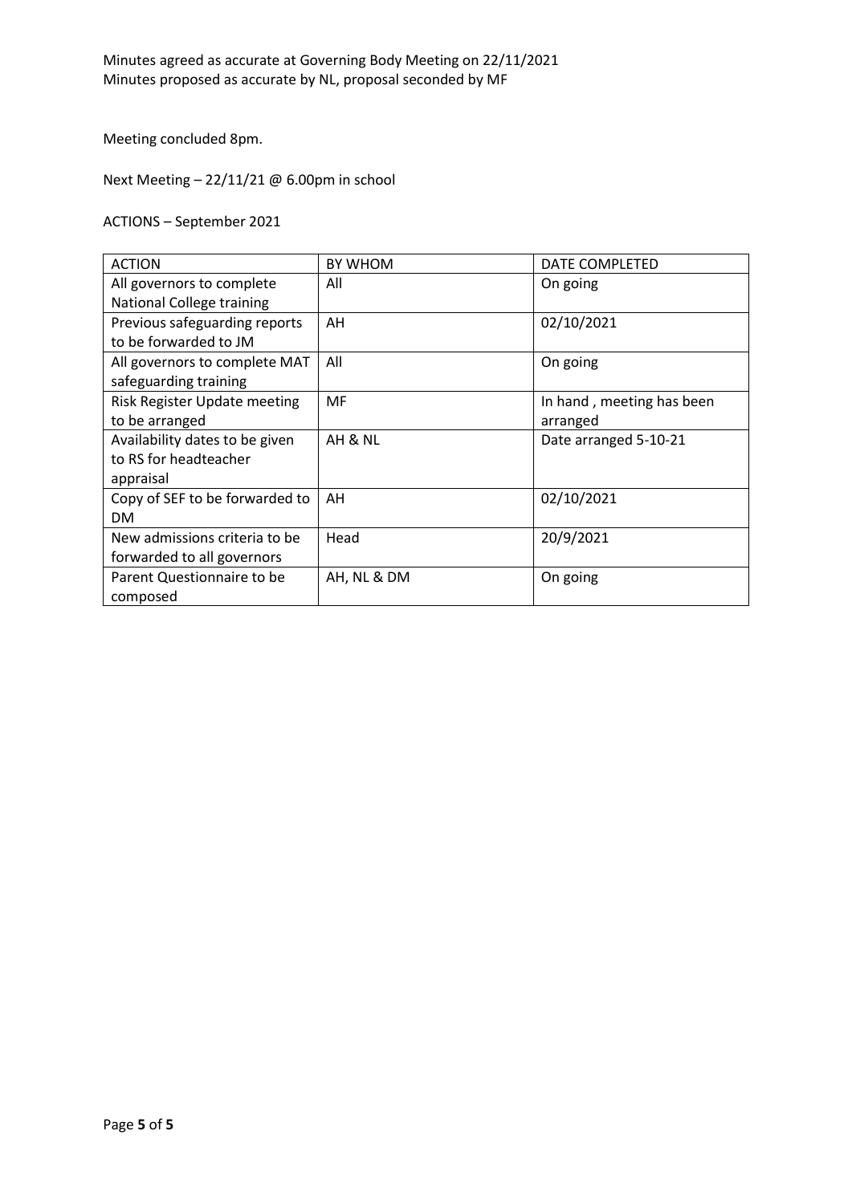Minutes agreed as accurate at Governing Body Meeting on 22/11/2021
Minutes proposed as accurate by NL, proposal seconded by MF

Meeting concluded 8pm.

Next Meeting – 22/11/21 @ 6.00pm in school

ACTIONS – September 2021

| ACTION | BY WHOM | DATE COMPLETED |
| --- | --- | --- |
| All governors to complete National College training | All | On going |
| Previous safeguarding reports to be forwarded to JM | AH | 02/10/2021 |
| All governors to complete MAT safeguarding training | All | On going |
| Risk Register Update meeting to be arranged | MF | In hand , meeting has been arranged |
| Availability dates to be given to RS for headteacher appraisal | AH & NL | Date arranged 5-10-21 |
| Copy of SEF to be forwarded to DM | AH | 02/10/2021 |
| New admissions criteria to be forwarded to all governors | Head | 20/9/2021 |
| Parent Questionnaire to be composed | AH, NL & DM | On going |